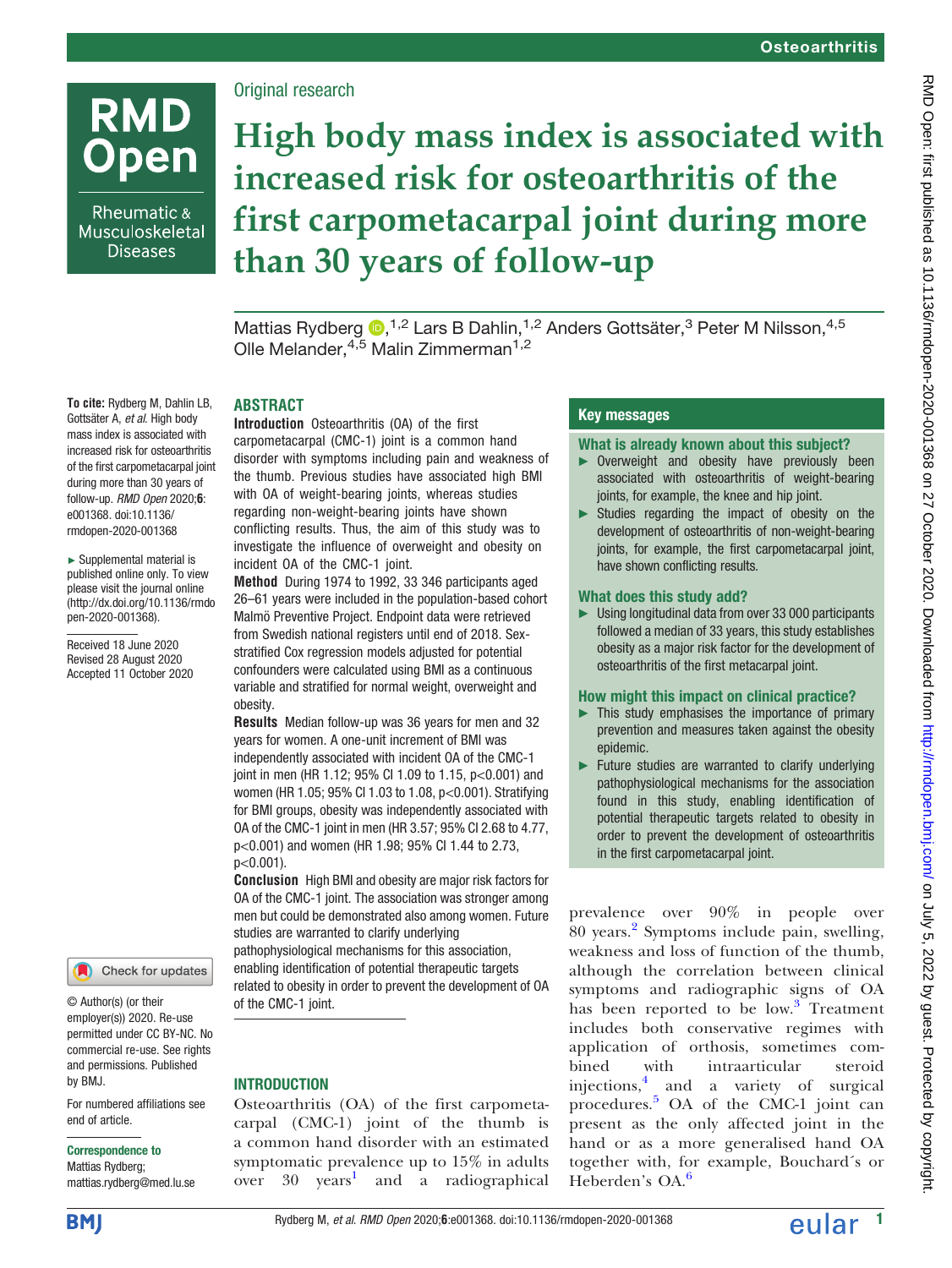Original research

# High body mass index is associated with increased risk for osteoarthritis of the first carpometacarpal joint during more than 30 years of follow-up

Mattias Rydberg [1,2] Lars B Dahlin,[1,2] Anders Gottsäter,[3] Peter M Nilsson,[4,5] Olle Melander,[4,5] Malin Zimmerman[1,2]

**To cite:** Rydberg M, Dahlin LB, Gottsäter A, *et al*. High body mass index is associated with increased risk for osteoarthritis of the first carpometacarpal joint during more than 30 years of follow-up. *RMD Open* 2020;**6**: e001368. doi:10.1136/rmdopen-2020-001368

► Supplemental material is published online only. To view please visit the journal online (http://dx.doi.org/10.1136/rmdopen-2020-001368).

Received 18 June 2020
Revised 28 August 2020
Accepted 11 October 2020

© Author(s) (or their employer(s)) 2020. Re-use permitted under CC BY-NC. No commercial re-use. See rights and permissions. Published by BMJ.

For numbered affiliations see end of article.

**Correspondence to**
Mattias Rydberg;
mattias.rydberg@med.lu.se

## ABSTRACT

**Introduction** Osteoarthritis (OA) of the first carpometacarpal (CMC-1) joint is a common hand disorder with symptoms including pain and weakness of the thumb. Previous studies have associated high BMI with OA of weight-bearing joints, whereas studies regarding non-weight-bearing joints have shown conflicting results. Thus, the aim of this study was to investigate the influence of overweight and obesity on incident OA of the CMC-1 joint.

**Method** During 1974 to 1992, 33 346 participants aged 26–61 years were included in the population-based cohort Malmö Preventive Project. Endpoint data were retrieved from Swedish national registers until end of 2018. Sex-stratified Cox regression models adjusted for potential confounders were calculated using BMI as a continuous variable and stratified for normal weight, overweight and obesity.

**Results** Median follow-up was 36 years for men and 32 years for women. A one-unit increment of BMI was independently associated with incident OA of the CMC-1 joint in men (HR 1.12; 95% CI 1.09 to 1.15, p<0.001) and women (HR 1.05; 95% CI 1.03 to 1.08, p<0.001). Stratifying for BMI groups, obesity was independently associated with OA of the CMC-1 joint in men (HR 3.57; 95% CI 2.68 to 4.77, p<0.001) and women (HR 1.98; 95% CI 1.44 to 2.73, p<0.001).

**Conclusion** High BMI and obesity are major risk factors for OA of the CMC-1 joint. The association was stronger among men but could be demonstrated also among women. Future studies are warranted to clarify underlying pathophysiological mechanisms for this association, enabling identification of potential therapeutic targets related to obesity in order to prevent the development of OA of the CMC-1 joint.

## Key messages

### What is already known about this subject?

- Overweight and obesity have previously been associated with osteoarthritis of weight-bearing joints, for example, the knee and hip joint.
- Studies regarding the impact of obesity on the development of osteoarthritis of non-weight-bearing joints, for example, the first carpometacarpal joint, have shown conflicting results.

### What does this study add?

- Using longitudinal data from over 33 000 participants followed a median of 33 years, this study establishes obesity as a major risk factor for the development of osteoarthritis of the first metacarpal joint.

### How might this impact on clinical practice?

- This study emphasises the importance of primary prevention and measures taken against the obesity epidemic.
- Future studies are warranted to clarify underlying pathophysiological mechanisms for the association found in this study, enabling identification of potential therapeutic targets related to obesity in order to prevent the development of osteoarthritis in the first carpometacarpal joint.

## INTRODUCTION

Osteoarthritis (OA) of the first carpometacarpal (CMC-1) joint of the thumb is a common hand disorder with an estimated symptomatic prevalence up to 15% in adults over 30 years[1] and a radiographical prevalence over 90% in people over 80 years.[2] Symptoms include pain, swelling, weakness and loss of function of the thumb, although the correlation between clinical symptoms and radiographic signs of OA has been reported to be low.[3] Treatment includes both conservative regimes with application of orthosis, sometimes combined with intraarticular steroid injections,[4] and a variety of surgical procedures.[5] OA of the CMC-1 joint can present as the only affected joint in the hand or as a more generalised hand OA together with, for example, Bouchard´s or Heberden's OA.[6]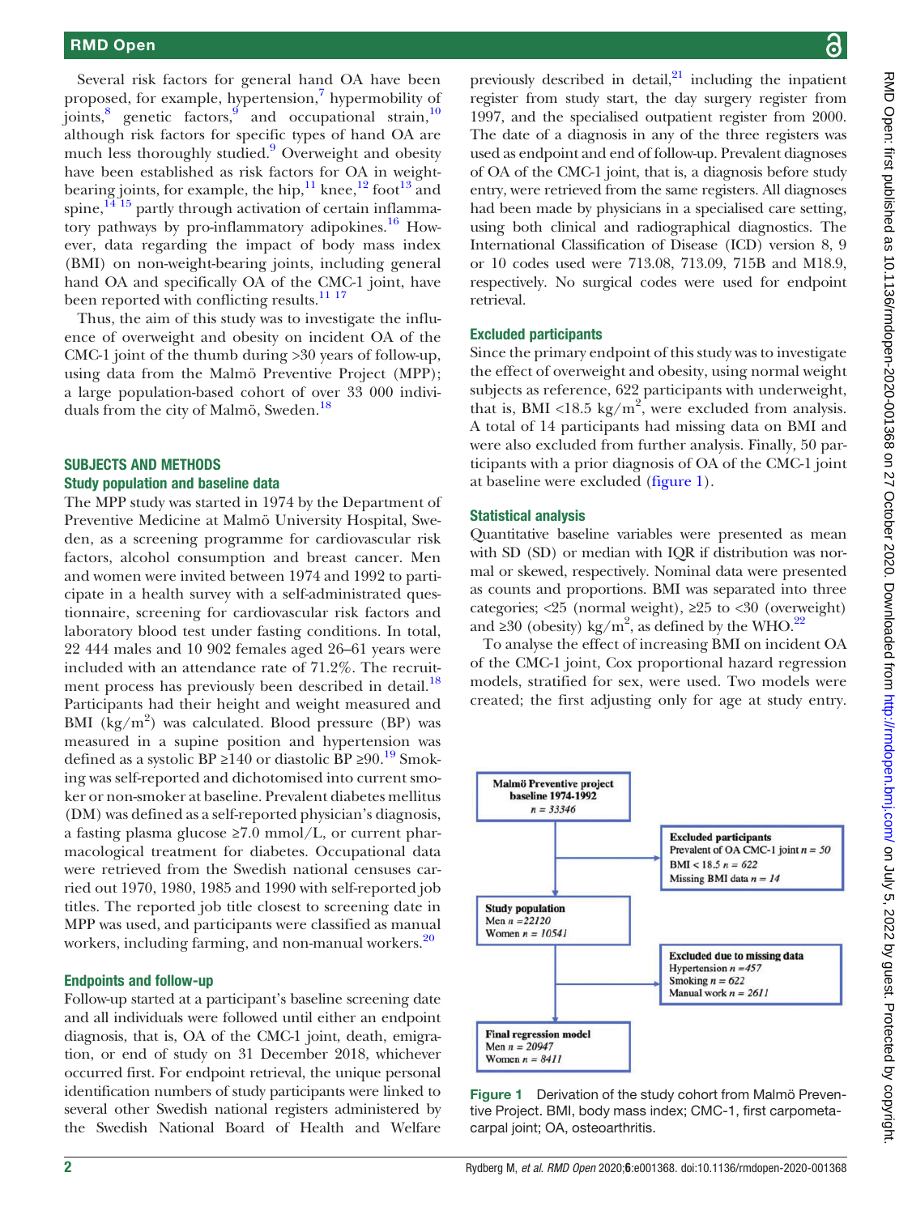Several risk factors for general hand OA have been proposed, for example, hypertension,[7] hypermobility of joints,[8] genetic factors,[9] and occupational strain,[10] although risk factors for specific types of hand OA are much less thoroughly studied.[9] Overweight and obesity have been established as risk factors for OA in weight-bearing joints, for example, the hip,[11] knee,[12] foot[13] and spine,[14 15] partly through activation of certain inflammatory pathways by pro-inflammatory adipokines.[16] However, data regarding the impact of body mass index (BMI) on non-weight-bearing joints, including general hand OA and specifically OA of the CMC-1 joint, have been reported with conflicting results.[11 17]

Thus, the aim of this study was to investigate the influence of overweight and obesity on incident OA of the CMC-1 joint of the thumb during >30 years of follow-up, using data from the Malmö Preventive Project (MPP); a large population-based cohort of over 33 000 individuals from the city of Malmö, Sweden.[18]

## SUBJECTS AND METHODS

### Study population and baseline data

The MPP study was started in 1974 by the Department of Preventive Medicine at Malmö University Hospital, Sweden, as a screening programme for cardiovascular risk factors, alcohol consumption and breast cancer. Men and women were invited between 1974 and 1992 to participate in a health survey with a self-administrated questionnaire, screening for cardiovascular risk factors and laboratory blood test under fasting conditions. In total, 22 444 males and 10 902 females aged 26–61 years were included with an attendance rate of 71.2%. The recruitment process has previously been described in detail.[18] Participants had their height and weight measured and BMI ($kg/m^2$) was calculated. Blood pressure (BP) was measured in a supine position and hypertension was defined as a systolic BP ≥140 or diastolic BP ≥90.[19] Smoking was self-reported and dichotomised into current smoker or non-smoker at baseline. Prevalent diabetes mellitus (DM) was defined as a self-reported physician's diagnosis, a fasting plasma glucose ≥7.0 mmol/L, or current pharmacological treatment for diabetes. Occupational data were retrieved from the Swedish national censuses carried out 1970, 1980, 1985 and 1990 with self-reported job titles. The reported job title closest to screening date in MPP was used, and participants were classified as manual workers, including farming, and non-manual workers.[20]

### Endpoints and follow-up

Follow-up started at a participant's baseline screening date and all individuals were followed until either an endpoint diagnosis, that is, OA of the CMC-1 joint, death, emigration, or end of study on 31 December 2018, whichever occurred first. For endpoint retrieval, the unique personal identification numbers of study participants were linked to several other Swedish national registers administered by the Swedish National Board of Health and Welfare previously described in detail,[21] including the inpatient register from study start, the day surgery register from 1997, and the specialised outpatient register from 2000. The date of a diagnosis in any of the three registers was used as endpoint and end of follow-up. Prevalent diagnoses of OA of the CMC-1 joint, that is, a diagnosis before study entry, were retrieved from the same registers. All diagnoses had been made by physicians in a specialised care setting, using both clinical and radiographical diagnostics. The International Classification of Disease (ICD) version 8, 9 or 10 codes used were 713.08, 713.09, 715B and M18.9, respectively. No surgical codes were used for endpoint retrieval.

### Excluded participants

Since the primary endpoint of this study was to investigate the effect of overweight and obesity, using normal weight subjects as reference, 622 participants with underweight, that is, BMI <18.5 $kg/m^2$, were excluded from analysis. A total of 14 participants had missing data on BMI and were also excluded from further analysis. Finally, 50 participants with a prior diagnosis of OA of the CMC-1 joint at baseline were excluded (figure 1).

### Statistical analysis

Quantitative baseline variables were presented as mean with SD (SD) or median with IQR if distribution was normal or skewed, respectively. Nominal data were presented as counts and proportions. BMI was separated into three categories; <25 (normal weight), ≥25 to <30 (overweight) and ≥30 (obesity) $kg/m^2$, as defined by the WHO.[22]

To analyse the effect of increasing BMI on incident OA of the CMC-1 joint, Cox proportional hazard regression models, stratified for sex, were used. Two models were created; the first adjusting only for age at study entry.

Malmö Preventive project baseline 1974-1992 n = 33346

Excluded participants: Prevalent of OA CMC-1 joint n = 50; BMI < 18.5 n = 622; Missing BMI data n = 14

Study population: Men n = 22120; Women n = 10541

Excluded due to missing data: Hypertension n = 457; Smoking n = 622; Manual work n = 2611

Final regression model: Men n = 20947; Women n = 8411

Figure 1 Derivation of the study cohort from Malmö Preventive Project. BMI, body mass index; CMC-1, first carpometacarpal joint; OA, osteoarthritis.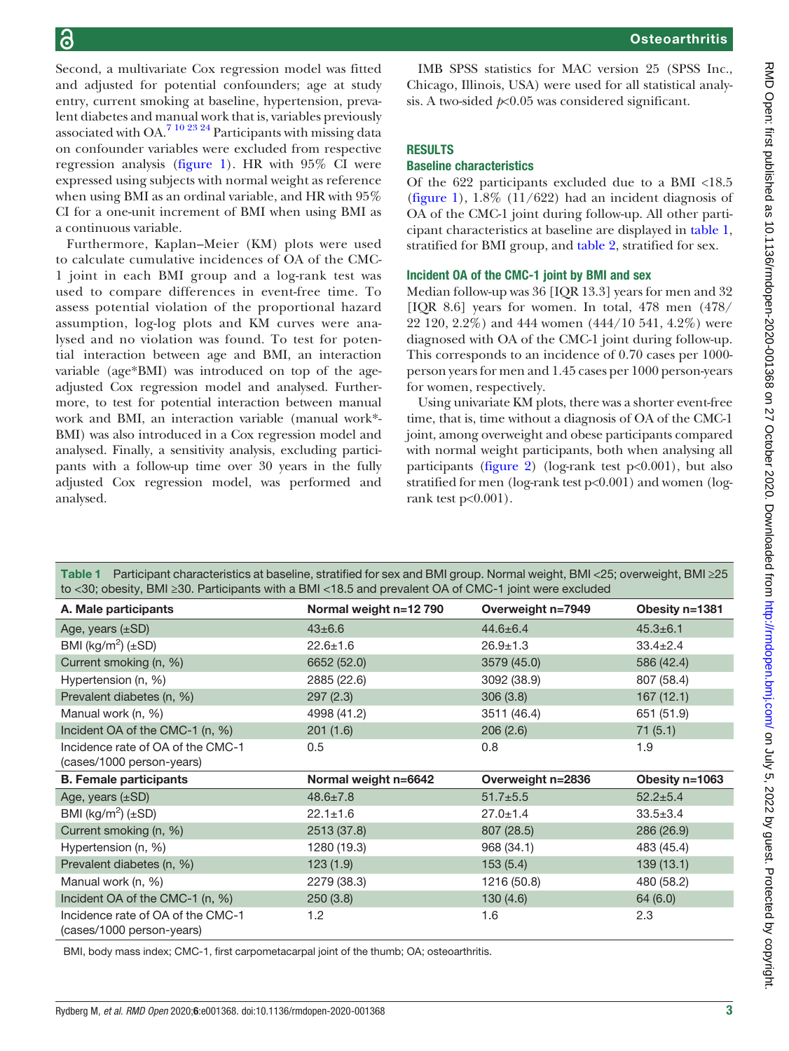Second, a multivariate Cox regression model was fitted and adjusted for potential confounders; age at study entry, current smoking at baseline, hypertension, prevalent diabetes and manual work that is, variables previously associated with OA.[7 10 23 24] Participants with missing data on confounder variables were excluded from respective regression analysis (figure 1). HR with 95% CI were expressed using subjects with normal weight as reference when using BMI as an ordinal variable, and HR with 95% CI for a one-unit increment of BMI when using BMI as a continuous variable.

Furthermore, Kaplan–Meier (KM) plots were used to calculate cumulative incidences of OA of the CMC-1 joint in each BMI group and a log-rank test was used to compare differences in event-free time. To assess potential violation of the proportional hazard assumption, log-log plots and KM curves were analysed and no violation was found. To test for potential interaction between age and BMI, an interaction variable (age*BMI) was introduced on top of the age-adjusted Cox regression model and analysed. Furthermore, to test for potential interaction between manual work and BMI, an interaction variable (manual work*-BMI) was also introduced in a Cox regression model and analysed. Finally, a sensitivity analysis, excluding participants with a follow-up time over 30 years in the fully adjusted Cox regression model, was performed and analysed.

IMB SPSS statistics for MAC version 25 (SPSS Inc., Chicago, Illinois, USA) were used for all statistical analysis. A two-sided $p<0.05$ was considered significant.

## RESULTS

### Baseline characteristics

Of the 622 participants excluded due to a BMI <18.5 (figure 1), 1.8% (11/622) had an incident diagnosis of OA of the CMC-1 joint during follow-up. All other participant characteristics at baseline are displayed in table 1, stratified for BMI group, and table 2, stratified for sex.

### Incident OA of the CMC-1 joint by BMI and sex

Median follow-up was 36 [IQR 13.3] years for men and 32 [IQR 8.6] years for women. In total, 478 men (478/22 120, 2.2%) and 444 women (444/10 541, 4.2%) were diagnosed with OA of the CMC-1 joint during follow-up. This corresponds to an incidence of 0.70 cases per 1000-person years for men and 1.45 cases per 1000 person-years for women, respectively.

Using univariate KM plots, there was a shorter event-free time, that is, time without a diagnosis of OA of the CMC-1 joint, among overweight and obese participants compared with normal weight participants, both when analysing all participants (figure 2) (log-rank test p<0.001), but also stratified for men (log-rank test p<0.001) and women (log-rank test p<0.001).

**Table 1** Participant characteristics at baseline, stratified for sex and BMI group. Normal weight, BMI <25; overweight, BMI ≥25 to <30; obesity, BMI ≥30. Participants with a BMI <18.5 and prevalent OA of CMC-1 joint were excluded

| A. Male participants | Normal weight n=12 790 | Overweight n=7949 | Obesity n=1381 |
|---|---|---|---|
| Age, years (±SD) | 43±6.6 | 44.6±6.4 | 45.3±6.1 |
| BMI (kg/m$^2$) (±SD) | 22.6±1.6 | 26.9±1.3 | 33.4±2.4 |
| Current smoking (n, %) | 6652 (52.0) | 3579 (45.0) | 586 (42.4) |
| Hypertension (n, %) | 2885 (22.6) | 3092 (38.9) | 807 (58.4) |
| Prevalent diabetes (n, %) | 297 (2.3) | 306 (3.8) | 167 (12.1) |
| Manual work (n, %) | 4998 (41.2) | 3511 (46.4) | 651 (51.9) |
| Incident OA of the CMC-1 (n, %) | 201 (1.6) | 206 (2.6) | 71 (5.1) |
| Incidence rate of OA of the CMC-1 (cases/1000 person-years) | 0.5 | 0.8 | 1.9 |
| **B. Female participants** | **Normal weight n=6642** | **Overweight n=2836** | **Obesity n=1063** |
| Age, years (±SD) | 48.6±7.8 | 51.7±5.5 | 52.2±5.4 |
| BMI (kg/m$^2$) (±SD) | 22.1±1.6 | 27.0±1.4 | 33.5±3.4 |
| Current smoking (n, %) | 2513 (37.8) | 807 (28.5) | 286 (26.9) |
| Hypertension (n, %) | 1280 (19.3) | 968 (34.1) | 483 (45.4) |
| Prevalent diabetes (n, %) | 123 (1.9) | 153 (5.4) | 139 (13.1) |
| Manual work (n, %) | 2279 (38.3) | 1216 (50.8) | 480 (58.2) |
| Incident OA of the CMC-1 (n, %) | 250 (3.8) | 130 (4.6) | 64 (6.0) |
| Incidence rate of OA of the CMC-1 (cases/1000 person-years) | 1.2 | 1.6 | 2.3 |

BMI, body mass index; CMC-1, first carpometacarpal joint of the thumb; OA; osteoarthritis.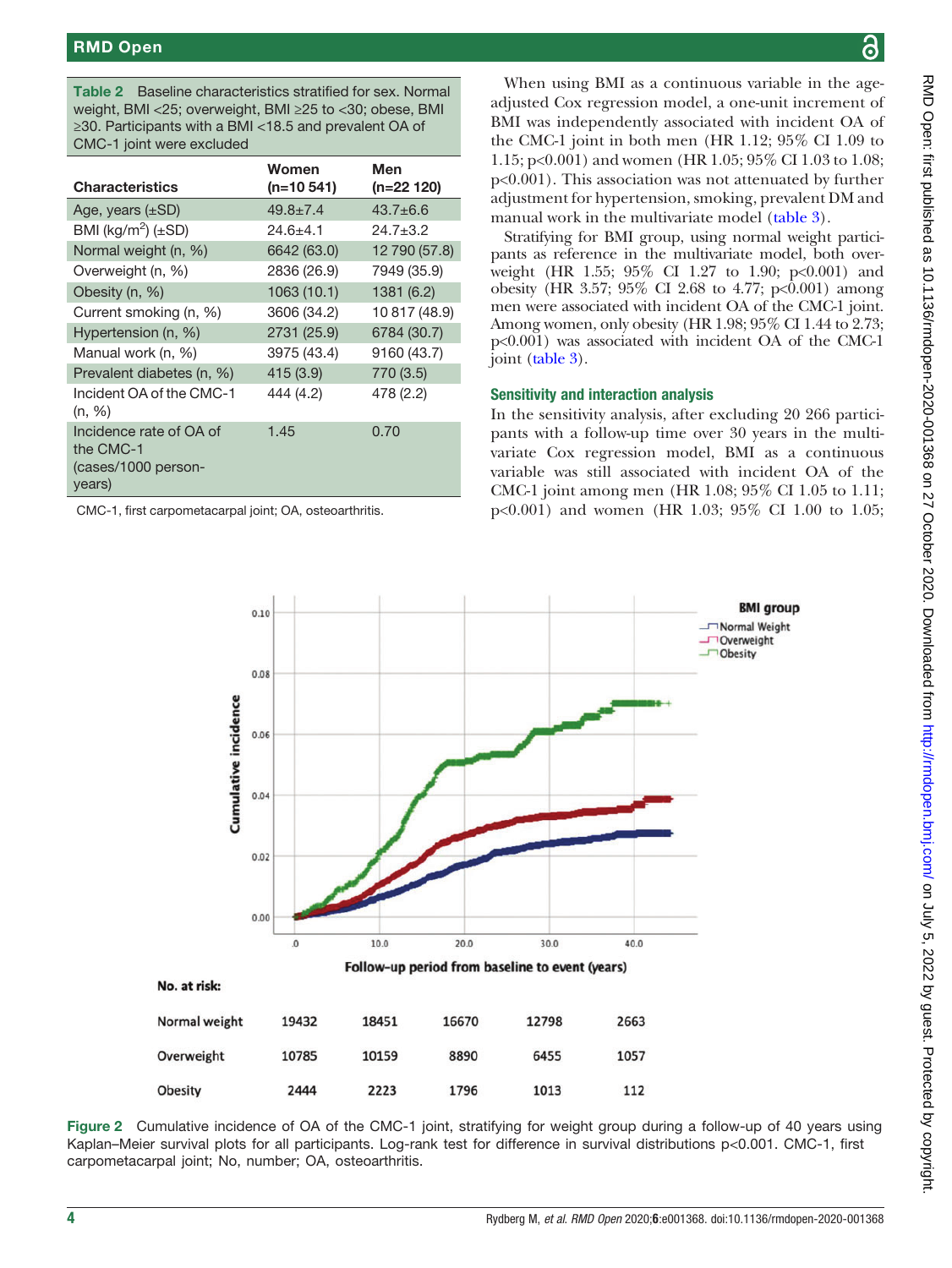**Table 2** Baseline characteristics stratified for sex. Normal weight, BMI <25; overweight, BMI ≥25 to <30; obese, BMI ≥30. Participants with a BMI <18.5 and prevalent OA of CMC-1 joint were excluded

| Characteristics | Women (n=10 541) | Men (n=22 120) |
|---|---|---|
| Age, years (±SD) | 49.8±7.4 | 43.7±6.6 |
| BMI (kg/m$^2$) (±SD) | 24.6±4.1 | 24.7±3.2 |
| Normal weight (n, %) | 6642 (63.0) | 12 790 (57.8) |
| Overweight (n, %) | 2836 (26.9) | 7949 (35.9) |
| Obesity (n, %) | 1063 (10.1) | 1381 (6.2) |
| Current smoking (n, %) | 3606 (34.2) | 10 817 (48.9) |
| Hypertension (n, %) | 2731 (25.9) | 6784 (30.7) |
| Manual work (n, %) | 3975 (43.4) | 9160 (43.7) |
| Prevalent diabetes (n, %) | 415 (3.9) | 770 (3.5) |
| Incident OA of the CMC-1 (n, %) | 444 (4.2) | 478 (2.2) |
| Incidence rate of OA of the CMC-1 (cases/1000 person-years) | 1.45 | 0.70 |

CMC-1, first carpometacarpal joint; OA, osteoarthritis.

When using BMI as a continuous variable in the age-adjusted Cox regression model, a one-unit increment of BMI was independently associated with incident OA of the CMC-1 joint in both men (HR 1.12; 95% CI 1.09 to 1.15; p<0.001) and women (HR 1.05; 95% CI 1.03 to 1.08; p<0.001). This association was not attenuated by further adjustment for hypertension, smoking, prevalent DM and manual work in the multivariate model (table 3).

Stratifying for BMI group, using normal weight participants as reference in the multivariate model, both overweight (HR 1.55; 95% CI 1.27 to 1.90; p<0.001) and obesity (HR 3.57; 95% CI 2.68 to 4.77; p<0.001) among men were associated with incident OA of the CMC-1 joint. Among women, only obesity (HR 1.98; 95% CI 1.44 to 2.73; p<0.001) was associated with incident OA of the CMC-1 joint (table 3).

### Sensitivity and interaction analysis

In the sensitivity analysis, after excluding 20 266 participants with a follow-up time over 30 years in the multivariate Cox regression model, BMI as a continuous variable was still associated with incident OA of the CMC-1 joint among men (HR 1.08; 95% CI 1.05 to 1.11; p<0.001) and women (HR 1.03; 95% CI 1.00 to 1.05;

**Figure 2** Cumulative incidence of OA of the CMC-1 joint, stratifying for weight group during a follow-up of 40 years using Kaplan–Meier survival plots for all participants. Log-rank test for difference in survival distributions p<0.001. CMC-1, first carpometacarpal joint; No, number; OA, osteoarthritis.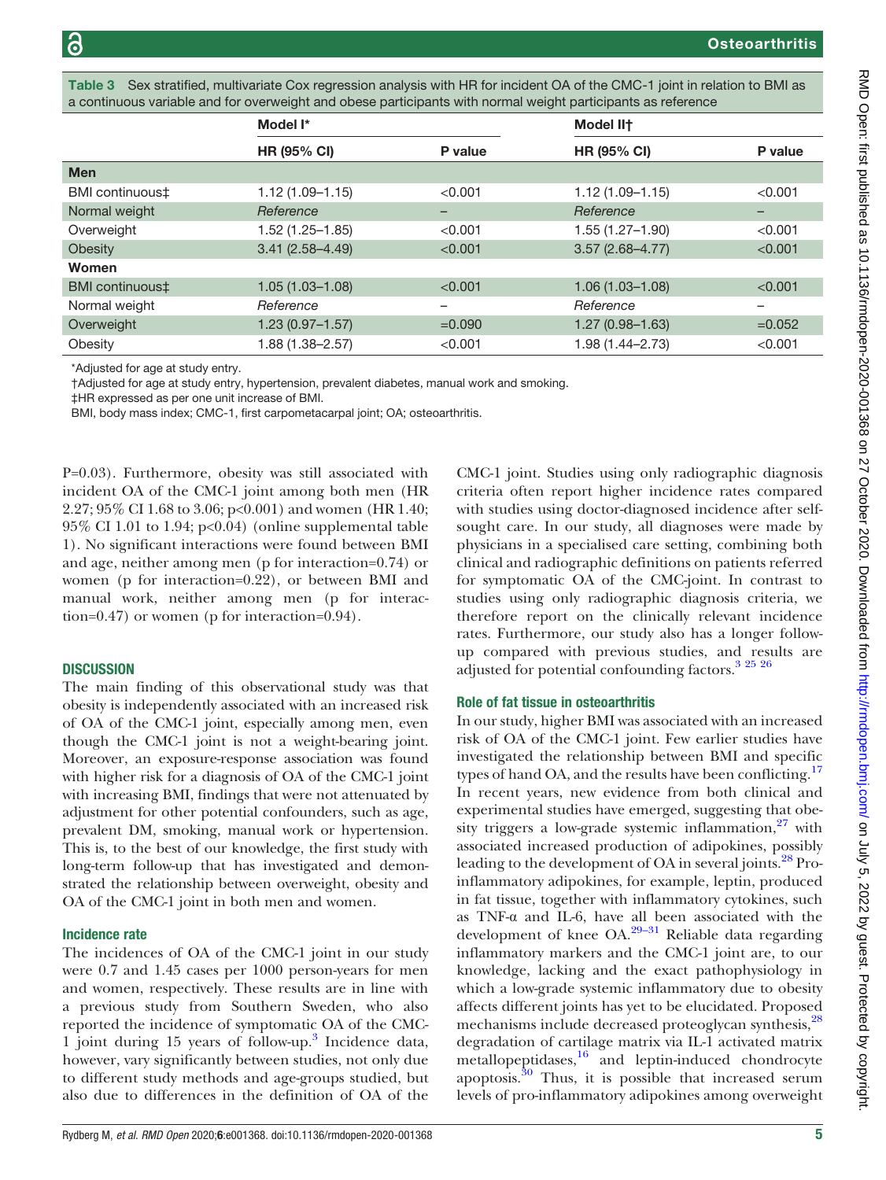Table 3 Sex stratified, multivariate Cox regression analysis with HR for incident OA of the CMC-1 joint in relation to BMI as a continuous variable and for overweight and obese participants with normal weight participants as reference

| | Model I* | | Model II† | |
|---|---|---|---|---|
| | HR (95% CI) | P value | HR (95% CI) | P value |
| **Men** | | | | |
| BMI continuous‡ | 1.12 (1.09–1.15) | <0.001 | 1.12 (1.09–1.15) | <0.001 |
| Normal weight | *Reference* | – | *Reference* | – |
| Overweight | 1.52 (1.25–1.85) | <0.001 | 1.55 (1.27–1.90) | <0.001 |
| Obesity | 3.41 (2.58–4.49) | <0.001 | 3.57 (2.68–4.77) | <0.001 |
| **Women** | | | | |
| BMI continuous‡ | 1.05 (1.03–1.08) | <0.001 | 1.06 (1.03–1.08) | <0.001 |
| Normal weight | *Reference* | – | *Reference* | – |
| Overweight | 1.23 (0.97–1.57) | =0.090 | 1.27 (0.98–1.63) | =0.052 |
| Obesity | 1.88 (1.38–2.57) | <0.001 | 1.98 (1.44–2.73) | <0.001 |

*Adjusted for age at study entry.
†Adjusted for age at study entry, hypertension, prevalent diabetes, manual work and smoking.
‡HR expressed as per one unit increase of BMI.
BMI, body mass index; CMC-1, first carpometacarpal joint; OA; osteoarthritis.

P=0.03). Furthermore, obesity was still associated with incident OA of the CMC-1 joint among both men (HR 2.27; 95% CI 1.68 to 3.06; p<0.001) and women (HR 1.40; 95% CI 1.01 to 1.94; p<0.04) (online supplemental table 1). No significant interactions were found between BMI and age, neither among men (p for interaction=0.74) or women (p for interaction=0.22), or between BMI and manual work, neither among men (p for interaction=0.47) or women (p for interaction=0.94).

## DISCUSSION

The main finding of this observational study was that obesity is independently associated with an increased risk of OA of the CMC-1 joint, especially among men, even though the CMC-1 joint is not a weight-bearing joint. Moreover, an exposure-response association was found with higher risk for a diagnosis of OA of the CMC-1 joint with increasing BMI, findings that were not attenuated by adjustment for other potential confounders, such as age, prevalent DM, smoking, manual work or hypertension. This is, to the best of our knowledge, the first study with long-term follow-up that has investigated and demonstrated the relationship between overweight, obesity and OA of the CMC-1 joint in both men and women.

### Incidence rate

The incidences of OA of the CMC-1 joint in our study were 0.7 and 1.45 cases per 1000 person-years for men and women, respectively. These results are in line with a previous study from Southern Sweden, who also reported the incidence of symptomatic OA of the CMC-1 joint during 15 years of follow-up.[3] Incidence data, however, vary significantly between studies, not only due to different study methods and age-groups studied, but also due to differences in the definition of OA of the CMC-1 joint. Studies using only radiographic diagnosis criteria often report higher incidence rates compared with studies using doctor-diagnosed incidence after self-sought care. In our study, all diagnoses were made by physicians in a specialised care setting, combining both clinical and radiographic definitions on patients referred for symptomatic OA of the CMC-joint. In contrast to studies using only radiographic diagnosis criteria, we therefore report on the clinically relevant incidence rates. Furthermore, our study also has a longer follow-up compared with previous studies, and results are adjusted for potential confounding factors.[3,25,26]

### Role of fat tissue in osteoarthritis

In our study, higher BMI was associated with an increased risk of OA of the CMC-1 joint. Few earlier studies have investigated the relationship between BMI and specific types of hand OA, and the results have been conflicting.[17] In recent years, new evidence from both clinical and experimental studies have emerged, suggesting that obesity triggers a low-grade systemic inflammation,[27] with associated increased production of adipokines, possibly leading to the development of OA in several joints.[28] Pro-inflammatory adipokines, for example, leptin, produced in fat tissue, together with inflammatory cytokines, such as TNF-α and IL-6, have all been associated with the development of knee OA.[29–31] Reliable data regarding inflammatory markers and the CMC-1 joint are, to our knowledge, lacking and the exact pathophysiology in which a low-grade systemic inflammatory due to obesity affects different joints has yet to be elucidated. Proposed mechanisms include decreased proteoglycan synthesis,[28] degradation of cartilage matrix via IL-1 activated matrix metallopeptidases,[16] and leptin-induced chondrocyte apoptosis.[30] Thus, it is possible that increased serum levels of pro-inflammatory adipokines among overweight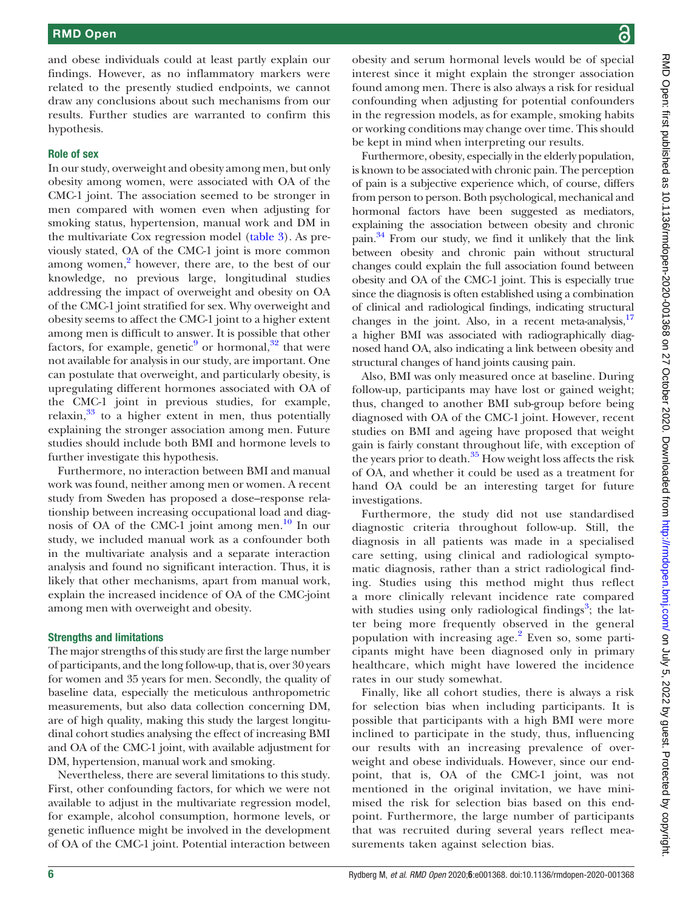and obese individuals could at least partly explain our findings. However, as no inflammatory markers were related to the presently studied endpoints, we cannot draw any conclusions about such mechanisms from our results. Further studies are warranted to confirm this hypothesis.

### Role of sex

In our study, overweight and obesity among men, but only obesity among women, were associated with OA of the CMC-1 joint. The association seemed to be stronger in men compared with women even when adjusting for smoking status, hypertension, manual work and DM in the multivariate Cox regression model (table 3). As previously stated, OA of the CMC-1 joint is more common among women,[2] however, there are, to the best of our knowledge, no previous large, longitudinal studies addressing the impact of overweight and obesity on OA of the CMC-1 joint stratified for sex. Why overweight and obesity seems to affect the CMC-1 joint to a higher extent among men is difficult to answer. It is possible that other factors, for example, genetic[9] or hormonal,[32] that were not available for analysis in our study, are important. One can postulate that overweight, and particularly obesity, is upregulating different hormones associated with OA of the CMC-1 joint in previous studies, for example, relaxin,[33] to a higher extent in men, thus potentially explaining the stronger association among men. Future studies should include both BMI and hormone levels to further investigate this hypothesis.

Furthermore, no interaction between BMI and manual work was found, neither among men or women. A recent study from Sweden has proposed a dose–response relationship between increasing occupational load and diagnosis of OA of the CMC-1 joint among men.[10] In our study, we included manual work as a confounder both in the multivariate analysis and a separate interaction analysis and found no significant interaction. Thus, it is likely that other mechanisms, apart from manual work, explain the increased incidence of OA of the CMC-joint among men with overweight and obesity.

### Strengths and limitations

The major strengths of this study are first the large number of participants, and the long follow-up, that is, over 30 years for women and 35 years for men. Secondly, the quality of baseline data, especially the meticulous anthropometric measurements, but also data collection concerning DM, are of high quality, making this study the largest longitudinal cohort studies analysing the effect of increasing BMI and OA of the CMC-1 joint, with available adjustment for DM, hypertension, manual work and smoking.

Nevertheless, there are several limitations to this study. First, other confounding factors, for which we were not available to adjust in the multivariate regression model, for example, alcohol consumption, hormone levels, or genetic influence might be involved in the development of OA of the CMC-1 joint. Potential interaction between obesity and serum hormonal levels would be of special interest since it might explain the stronger association found among men. There is also always a risk for residual confounding when adjusting for potential confounders in the regression models, as for example, smoking habits or working conditions may change over time. This should be kept in mind when interpreting our results.

Furthermore, obesity, especially in the elderly population, is known to be associated with chronic pain. The perception of pain is a subjective experience which, of course, differs from person to person. Both psychological, mechanical and hormonal factors have been suggested as mediators, explaining the association between obesity and chronic pain.[34] From our study, we find it unlikely that the link between obesity and chronic pain without structural changes could explain the full association found between obesity and OA of the CMC-1 joint. This is especially true since the diagnosis is often established using a combination of clinical and radiological findings, indicating structural changes in the joint. Also, in a recent meta-analysis,[17] a higher BMI was associated with radiographically diagnosed hand OA, also indicating a link between obesity and structural changes of hand joints causing pain.

Also, BMI was only measured once at baseline. During follow-up, participants may have lost or gained weight; thus, changed to another BMI sub-group before being diagnosed with OA of the CMC-1 joint. However, recent studies on BMI and ageing have proposed that weight gain is fairly constant throughout life, with exception of the years prior to death.[35] How weight loss affects the risk of OA, and whether it could be used as a treatment for hand OA could be an interesting target for future investigations.

Furthermore, the study did not use standardised diagnostic criteria throughout follow-up. Still, the diagnosis in all patients was made in a specialised care setting, using clinical and radiological symptomatic diagnosis, rather than a strict radiological finding. Studies using this method might thus reflect a more clinically relevant incidence rate compared with studies using only radiological findings[3]; the latter being more frequently observed in the general population with increasing age.[2] Even so, some participants might have been diagnosed only in primary healthcare, which might have lowered the incidence rates in our study somewhat.

Finally, like all cohort studies, there is always a risk for selection bias when including participants. It is possible that participants with a high BMI were more inclined to participate in the study, thus, influencing our results with an increasing prevalence of overweight and obese individuals. However, since our endpoint, that is, OA of the CMC-1 joint, was not mentioned in the original invitation, we have minimised the risk for selection bias based on this endpoint. Furthermore, the large number of participants that was recruited during several years reflect measurements taken against selection bias.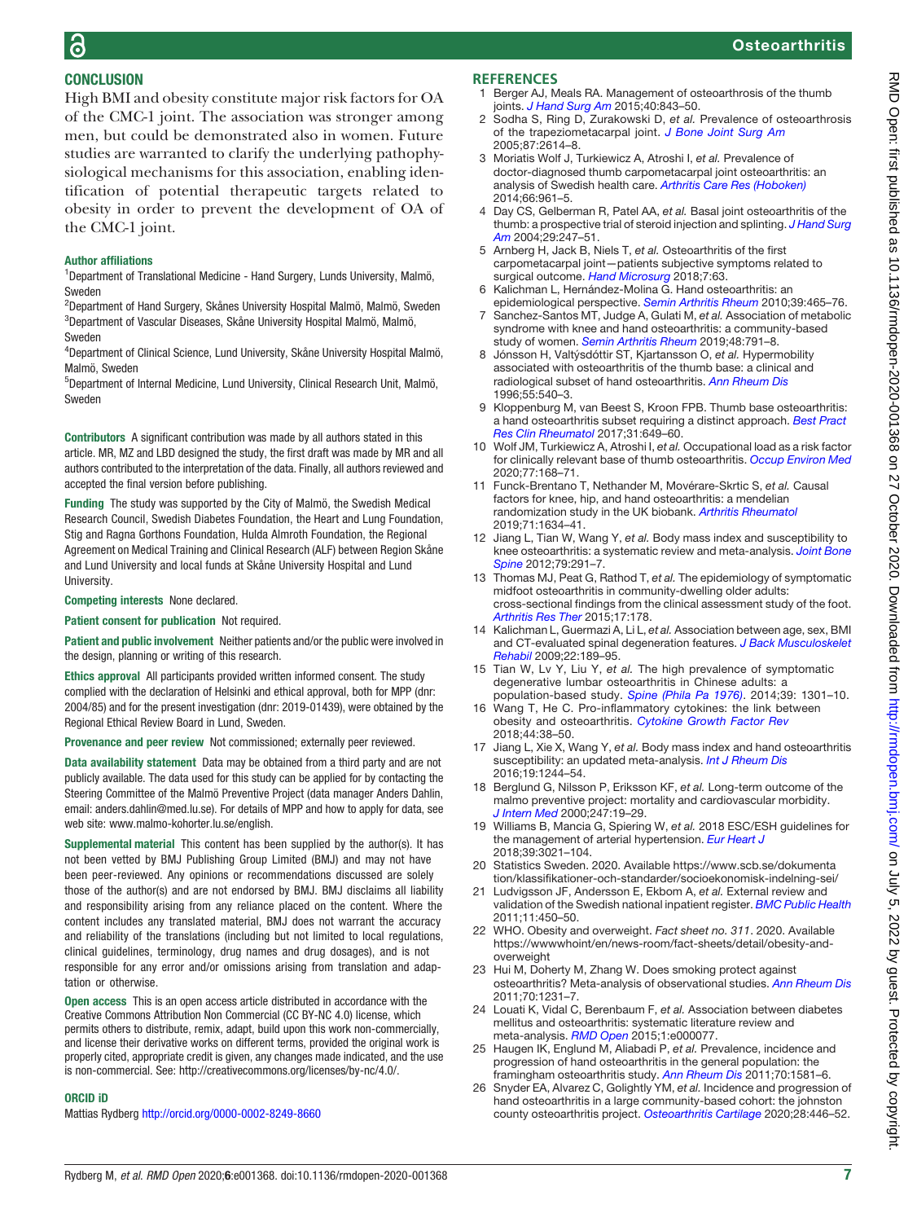## CONCLUSION

High BMI and obesity constitute major risk factors for OA of the CMC-1 joint. The association was stronger among men, but could be demonstrated also in women. Future studies are warranted to clarify the underlying pathophysiological mechanisms for this association, enabling identification of potential therapeutic targets related to obesity in order to prevent the development of OA of the CMC-1 joint.

**Author affiliations**

[1]Department of Translational Medicine - Hand Surgery, Lunds University, Malmö, Sweden
[2]Department of Hand Surgery, Skånes University Hospital Malmö, Malmö, Sweden
[3]Department of Vascular Diseases, Skåne University Hospital Malmö, Malmö, Sweden
[4]Department of Clinical Science, Lund University, Skåne University Hospital Malmö, Malmö, Sweden
[5]Department of Internal Medicine, Lund University, Clinical Research Unit, Malmö, Sweden

**Contributors** A significant contribution was made by all authors stated in this article. MR, MZ and LBD designed the study, the first draft was made by MR and all authors contributed to the interpretation of the data. Finally, all authors reviewed and accepted the final version before publishing.

**Funding** The study was supported by the City of Malmö, the Swedish Medical Research Council, Swedish Diabetes Foundation, the Heart and Lung Foundation, Stig and Ragna Gorthons Foundation, Hulda Almroth Foundation, the Regional Agreement on Medical Training and Clinical Research (ALF) between Region Skåne and Lund University and local funds at Skåne University Hospital and Lund University.

**Competing interests** None declared.

**Patient consent for publication** Not required.

**Patient and public involvement** Neither patients and/or the public were involved in the design, planning or writing of this research.

**Ethics approval** All participants provided written informed consent. The study complied with the declaration of Helsinki and ethical approval, both for MPP (dnr: 2004/85) and for the present investigation (dnr: 2019-01439), were obtained by the Regional Ethical Review Board in Lund, Sweden.

**Provenance and peer review** Not commissioned; externally peer reviewed.

**Data availability statement** Data may be obtained from a third party and are not publicly available. The data used for this study can be applied for by contacting the Steering Committee of the Malmö Preventive Project (data manager Anders Dahlin, email: anders.dahlin@med.lu.se). For details of MPP and how to apply for data, see web site: www.malmo-kohorter.lu.se/english.

**Supplemental material** This content has been supplied by the author(s). It has not been vetted by BMJ Publishing Group Limited (BMJ) and may not have been peer-reviewed. Any opinions or recommendations discussed are solely those of the author(s) and are not endorsed by BMJ. BMJ disclaims all liability and responsibility arising from any reliance placed on the content. Where the content includes any translated material, BMJ does not warrant the accuracy and reliability of the translations (including but not limited to local regulations, clinical guidelines, terminology, drug names and drug dosages), and is not responsible for any error and/or omissions arising from translation and adaptation or otherwise.

**Open access** This is an open access article distributed in accordance with the Creative Commons Attribution Non Commercial (CC BY-NC 4.0) license, which permits others to distribute, remix, adapt, build upon this work non-commercially, and license their derivative works on different terms, provided the original work is properly cited, appropriate credit is given, any changes made indicated, and the use is non-commercial. See: http://creativecommons.org/licenses/by-nc/4.0/.

**ORCID iD**

Mattias Rydberg http://orcid.org/0000-0002-8249-8660

## REFERENCES

1. Berger AJ, Meals RA. Management of osteoarthrosis of the thumb joints. *J Hand Surg Am* 2015;40:843–50.
2. Sodha S, Ring D, Zurakowski D, *et al*. Prevalence of osteoarthrosis of the trapeziometacarpal joint. *J Bone Joint Surg Am* 2005;87:2614–8.
3. Moriatis Wolf J, Turkiewicz A, Atroshi I, *et al*. Prevalence of doctor-diagnosed thumb carpometacarpal joint osteoarthritis: an analysis of Swedish health care. *Arthritis Care Res (Hoboken)* 2014;66:961–5.
4. Day CS, Gelberman R, Patel AA, *et al*. Basal joint osteoarthritis of the thumb: a prospective trial of steroid injection and splinting. *J Hand Surg Am* 2004;29:247–51.
5. Arnberg H, Jack B, Niels T, *et al*. Osteoarthritis of the first carpometacarpal joint—patients subjective symptoms related to surgical outcome. *Hand Microsurg* 2018;7:63.
6. Kalichman L, Hernández-Molina G. Hand osteoarthritis: an epidemiological perspective. *Semin Arthritis Rheum* 2010;39:465–76.
7. Sanchez-Santos MT, Judge A, Gulati M, *et al*. Association of metabolic syndrome with knee and hand osteoarthritis: a community-based study of women. *Semin Arthritis Rheum* 2019;48:791–8.
8. Jónsson H, Valtýsdóttir ST, Kjartansson O, *et al*. Hypermobility associated with osteoarthritis of the thumb base: a clinical and radiological subset of hand osteoarthritis. *Ann Rheum Dis* 1996;55:540–3.
9. Kloppenburg M, van Beest S, Kroon FPB. Thumb base osteoarthritis: a hand osteoarthritis subset requiring a distinct approach. *Best Pract Res Clin Rheumatol* 2017;31:649–60.
10. Wolf JM, Turkiewicz A, Atroshi I, *et al*. Occupational load as a risk factor for clinically relevant base of thumb osteoarthritis. *Occup Environ Med* 2020;77:168–71.
11. Funck-Brentano T, Nethander M, Movérare-Skrtic S, *et al*. Causal factors for knee, hip, and hand osteoarthritis: a mendelian randomization study in the UK biobank. *Arthritis Rheumatol* 2019;71:1634–41.
12. Jiang L, Tian W, Wang Y, *et al*. Body mass index and susceptibility to knee osteoarthritis: a systematic review and meta-analysis. *Joint Bone Spine* 2012;79:291–7.
13. Thomas MJ, Peat G, Rathod T, *et al*. The epidemiology of symptomatic midfoot osteoarthritis in community-dwelling older adults: cross-sectional findings from the clinical assessment study of the foot. *Arthritis Res Ther* 2015;17:178.
14. Kalichman L, Guermazi A, Li L, *et al*. Association between age, sex, BMI and CT-evaluated spinal degeneration features. *J Back Musculoskelet Rehabil* 2009;22:189–95.
15. Tian W, Lv Y, Liu Y, *et al*. The high prevalence of symptomatic degenerative lumbar osteoarthritis in Chinese adults: a population-based study. *Spine (Phila Pa 1976)*. 2014;39: 1301–10.
16. Wang T, He C. Pro-inflammatory cytokines: the link between obesity and osteoarthritis. *Cytokine Growth Factor Rev* 2018;44:38–50.
17. Jiang L, Xie X, Wang Y, *et al*. Body mass index and hand osteoarthritis susceptibility: an updated meta-analysis. *Int J Rheum Dis* 2016;19:1244–54.
18. Berglund G, Nilsson P, Eriksson KF, *et al*. Long-term outcome of the malmo preventive project: mortality and cardiovascular morbidity. *J Intern Med* 2000;247:19–29.
19. Williams B, Mancia G, Spiering W, *et al*. 2018 ESC/ESH guidelines for the management of arterial hypertension. *Eur Heart J* 2018;39:3021–104.
20. Statistics Sweden. 2020. Available https://www.scb.se/dokumentation/klassifikationer-och-standarder/socioekonomisk-indelning-sei/
21. Ludvigsson JF, Andersson E, Ekbom A, *et al*. External review and validation of the Swedish national inpatient register. *BMC Public Health* 2011;11:450–50.
22. WHO. Obesity and overweight. *Fact sheet no. 311*. 2020. Available https://wwwwhoint/en/news-room/fact-sheets/detail/obesity-and-overweight
23. Hui M, Doherty M, Zhang W. Does smoking protect against osteoarthritis? Meta-analysis of observational studies. *Ann Rheum Dis* 2011;70:1231–7.
24. Louati K, Vidal C, Berenbaum F, *et al*. Association between diabetes mellitus and osteoarthritis: systematic literature review and meta-analysis. *RMD Open* 2015;1:e000077.
25. Haugen IK, Englund M, Aliabadi P, *et al*. Prevalence, incidence and progression of hand osteoarthritis in the general population: the framingham osteoarthritis study. *Ann Rheum Dis* 2011;70:1581–6.
26. Snyder EA, Alvarez C, Golightly YM, *et al*. Incidence and progression of hand osteoarthritis in a large community-based cohort: the johnston county osteoarthritis project. *Osteoarthritis Cartilage* 2020;28:446–52.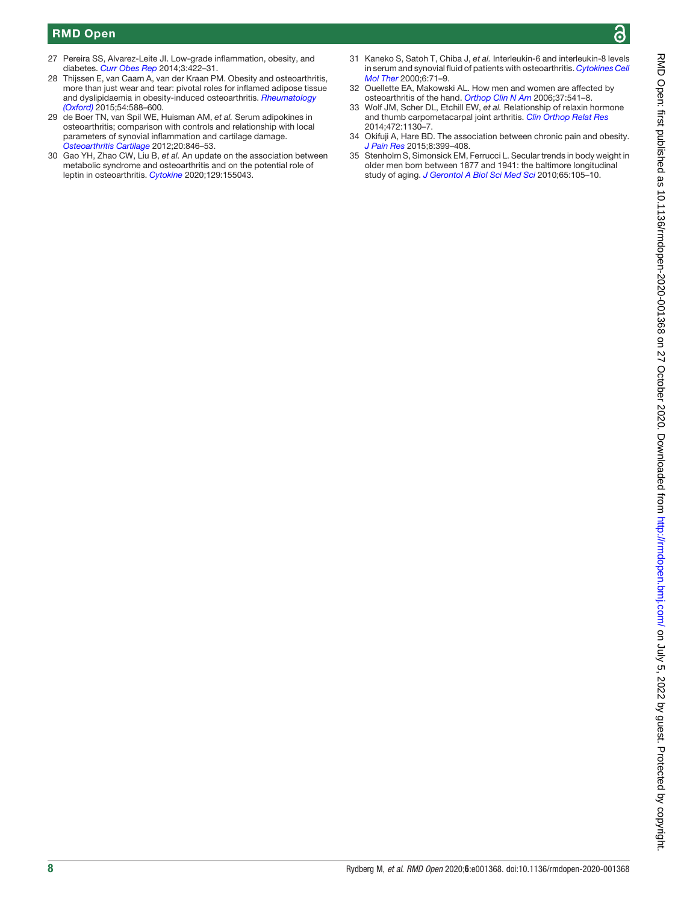27 Pereira SS, Alvarez-Leite JI. Low-grade inflammation, obesity, and diabetes. *Curr Obes Rep* 2014;3:422–31.

28 Thijssen E, van Caam A, van der Kraan PM. Obesity and osteoarthritis, more than just wear and tear: pivotal roles for inflamed adipose tissue and dyslipidaemia in obesity-induced osteoarthritis. *Rheumatology (Oxford)* 2015;54:588–600.

29 de Boer TN, van Spil WE, Huisman AM, *et al.* Serum adipokines in osteoarthritis; comparison with controls and relationship with local parameters of synovial inflammation and cartilage damage. *Osteoarthritis Cartilage* 2012;20:846–53.

30 Gao YH, Zhao CW, Liu B, *et al.* An update on the association between metabolic syndrome and osteoarthritis and on the potential role of leptin in osteoarthritis. *Cytokine* 2020;129:155043.

31 Kaneko S, Satoh T, Chiba J, *et al.* Interleukin-6 and interleukin-8 levels in serum and synovial fluid of patients with osteoarthritis. *Cytokines Cell Mol Ther* 2000;6:71–9.

32 Ouellette EA, Makowski AL. How men and women are affected by osteoarthritis of the hand. *Orthop Clin N Am* 2006;37:541–8.

33 Wolf JM, Scher DL, Etchill EW, *et al.* Relationship of relaxin hormone and thumb carpometacarpal joint arthritis. *Clin Orthop Relat Res* 2014;472:1130–7.

34 Okifuji A, Hare BD. The association between chronic pain and obesity. *J Pain Res* 2015;8:399–408.

35 Stenholm S, Simonsick EM, Ferrucci L. Secular trends in body weight in older men born between 1877 and 1941: the baltimore longitudinal study of aging. *J Gerontol A Biol Sci Med Sci* 2010;65:105–10.